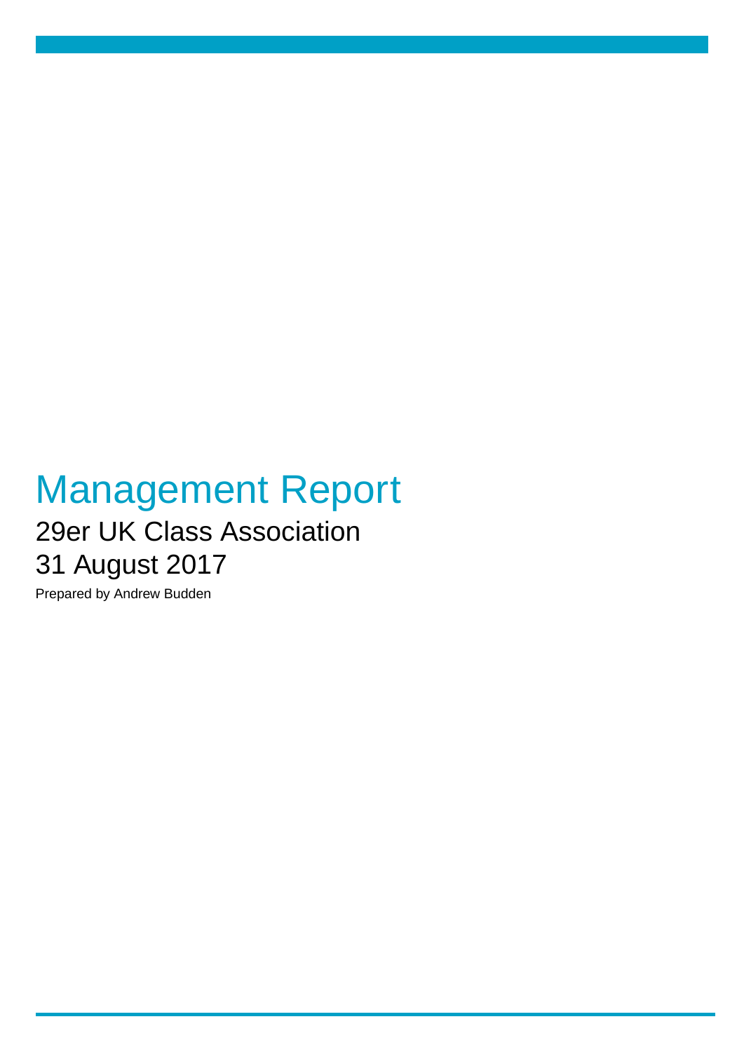# Management Report

## 29er UK Class Association

## 31 August 2017

Prepared by Andrew Budden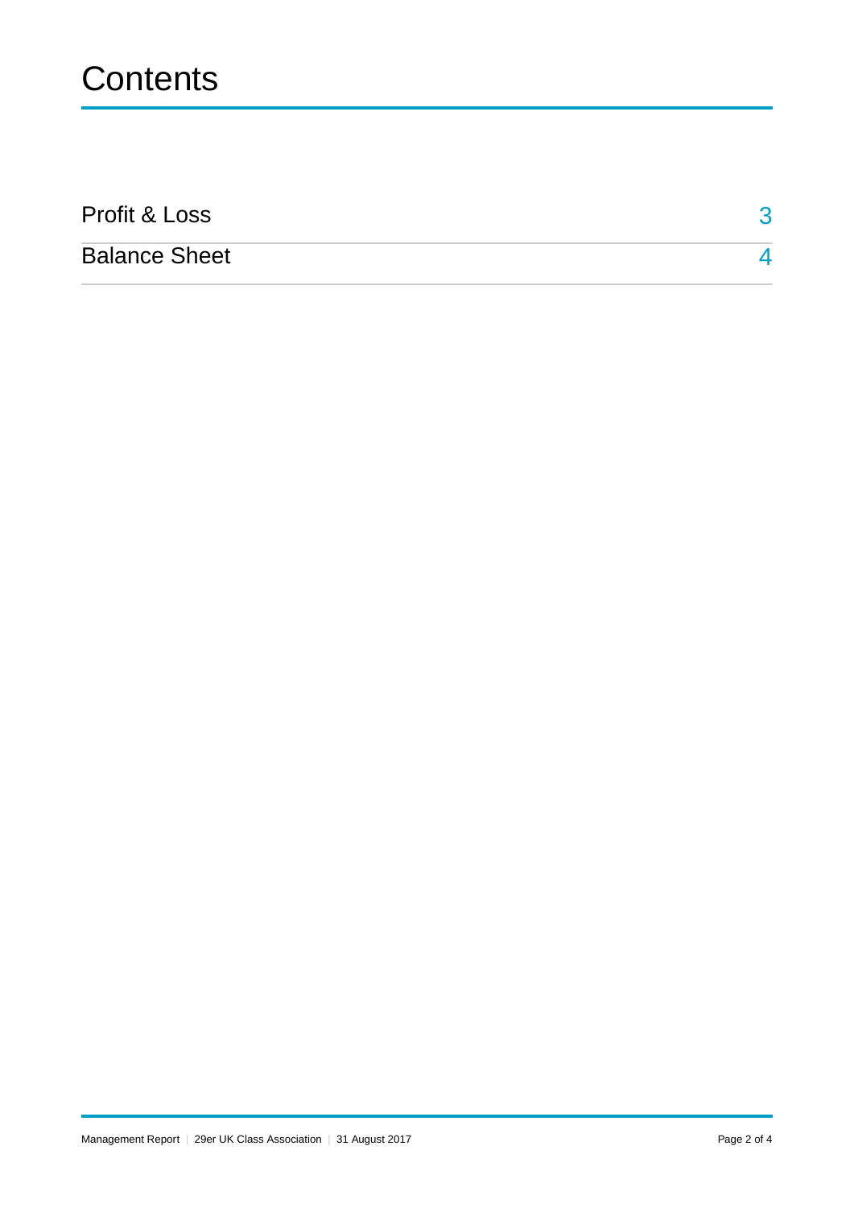# Contents

| | |
|---|---|
| Profit & Loss | 3 |
| Balance Sheet | 4 |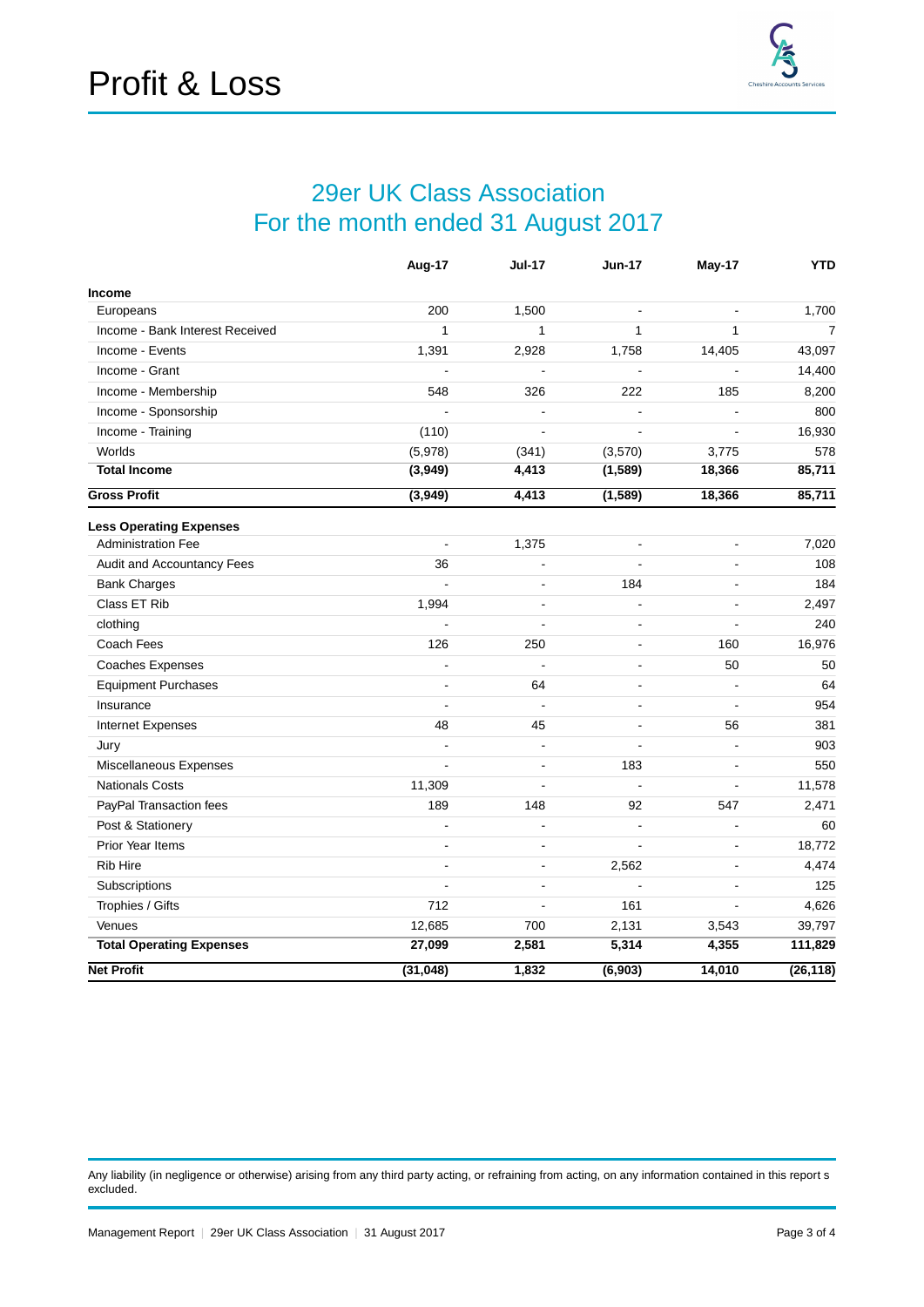# Profit & Loss

## 29er UK Class Association
## For the month ended 31 August 2017

| | Aug-17 | Jul-17 | Jun-17 | May-17 | YTD |
|---|---|---|---|---|---|
| **Income** | | | | | |
| Europeans | 200 | 1,500 | - | - | 1,700 |
| Income - Bank Interest Received | 1 | 1 | 1 | 1 | 7 |
| Income - Events | 1,391 | 2,928 | 1,758 | 14,405 | 43,097 |
| Income - Grant | - | - | - | - | 14,400 |
| Income - Membership | 548 | 326 | 222 | 185 | 8,200 |
| Income - Sponsorship | - | - | - | - | 800 |
| Income - Training | (110) | - | - | - | 16,930 |
| Worlds | (5,978) | (341) | (3,570) | 3,775 | 578 |
| **Total Income** | **(3,949)** | **4,413** | **(1,589)** | **18,366** | **85,711** |
| **Gross Profit** | **(3,949)** | **4,413** | **(1,589)** | **18,366** | **85,711** |
| **Less Operating Expenses** | | | | | |
| Administration Fee | - | 1,375 | - | - | 7,020 |
| Audit and Accountancy Fees | 36 | - | - | - | 108 |
| Bank Charges | - | - | 184 | - | 184 |
| Class ET Rib | 1,994 | - | - | - | 2,497 |
| clothing | - | - | - | - | 240 |
| Coach Fees | 126 | 250 | - | 160 | 16,976 |
| Coaches Expenses | - | - | - | 50 | 50 |
| Equipment Purchases | - | 64 | - | - | 64 |
| Insurance | - | - | - | - | 954 |
| Internet Expenses | 48 | 45 | - | 56 | 381 |
| Jury | - | - | - | - | 903 |
| Miscellaneous Expenses | - | - | 183 | - | 550 |
| Nationals Costs | 11,309 | - | - | - | 11,578 |
| PayPal Transaction fees | 189 | 148 | 92 | 547 | 2,471 |
| Post & Stationery | - | - | - | - | 60 |
| Prior Year Items | - | - | - | - | 18,772 |
| Rib Hire | - | - | 2,562 | - | 4,474 |
| Subscriptions | - | - | - | - | 125 |
| Trophies / Gifts | 712 | - | 161 | - | 4,626 |
| Venues | 12,685 | 700 | 2,131 | 3,543 | 39,797 |
| **Total Operating Expenses** | **27,099** | **2,581** | **5,314** | **4,355** | **111,829** |
| **Net Profit** | **(31,048)** | **1,832** | **(6,903)** | **14,010** | **(26,118)** |

Any liability (in negligence or otherwise) arising from any third party acting, or refraining from acting, on any information contained in this report s excluded.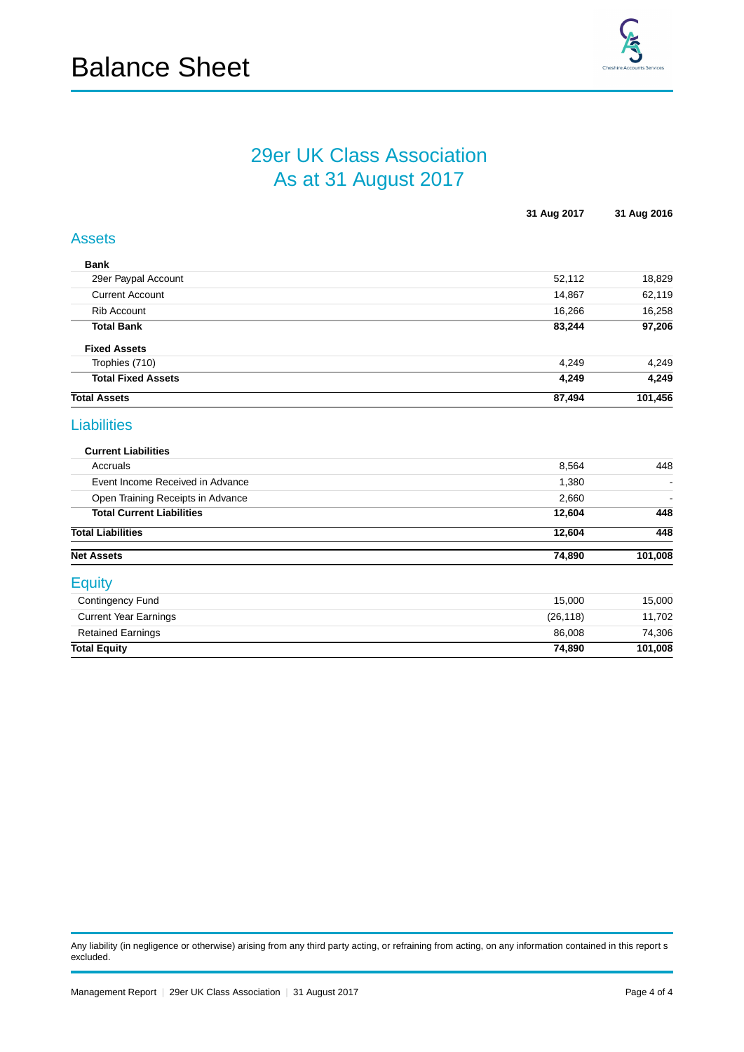# Balance Sheet

## 29er UK Class Association
## As at 31 August 2017

| | 31 Aug 2017 | 31 Aug 2016 |
|---|---|---|
| **Assets** | | |
| **Bank** | | |
| 29er Paypal Account | 52,112 | 18,829 |
| Current Account | 14,867 | 62,119 |
| Rib Account | 16,266 | 16,258 |
| **Total Bank** | **83,244** | **97,206** |
| **Fixed Assets** | | |
| Trophies (710) | 4,249 | 4,249 |
| **Total Fixed Assets** | **4,249** | **4,249** |
| **Total Assets** | **87,494** | **101,456** |
| **Liabilities** | | |
| **Current Liabilities** | | |
| Accruals | 8,564 | 448 |
| Event Income Received in Advance | 1,380 | - |
| Open Training Receipts in Advance | 2,660 | - |
| **Total Current Liabilities** | **12,604** | **448** |
| **Total Liabilities** | **12,604** | **448** |
| **Net Assets** | **74,890** | **101,008** |
| **Equity** | | |
| Contingency Fund | 15,000 | 15,000 |
| Current Year Earnings | (26,118) | 11,702 |
| Retained Earnings | 86,008 | 74,306 |
| **Total Equity** | **74,890** | **101,008** |

Any liability (in negligence or otherwise) arising from any third party acting, or refraining from acting, on any information contained in this report s excluded.